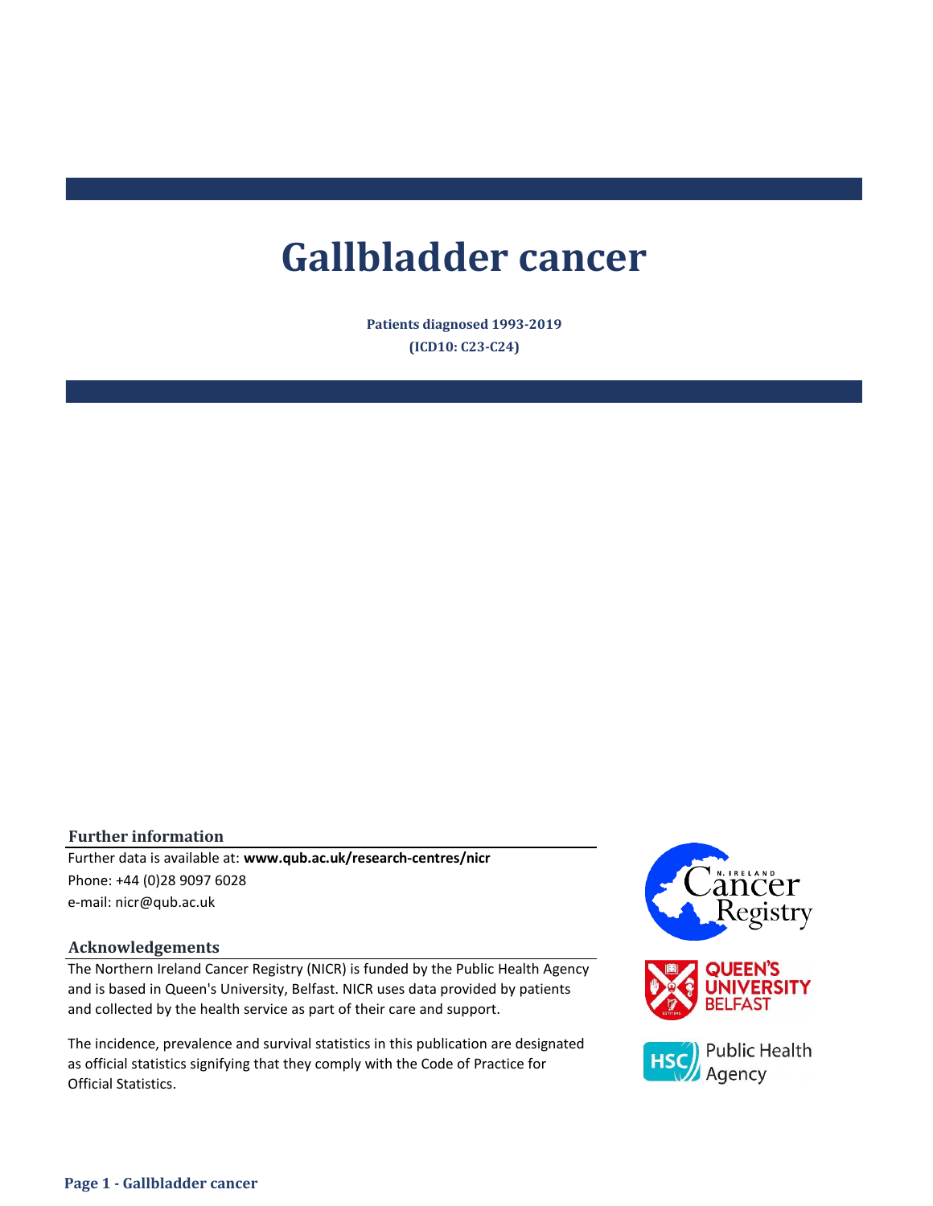# Gallbladder cancer

**Patients diagnosed 1993-2019**

**(ICD10: C23-C24)**

## Further information

Further data is available at: **www.qub.ac.uk/research-centres/nicr**

Phone: +44 (0)28 9097 6028

e-mail: nicr@qub.ac.uk

## Acknowledgements

The Northern Ireland Cancer Registry (NICR) is funded by the Public Health Agency and is based in Queen's University, Belfast. NICR uses data provided by patients and collected by the health service as part of their care and support.

The incidence, prevalence and survival statistics in this publication are designated as official statistics signifying that they comply with the Code of Practice for Official Statistics.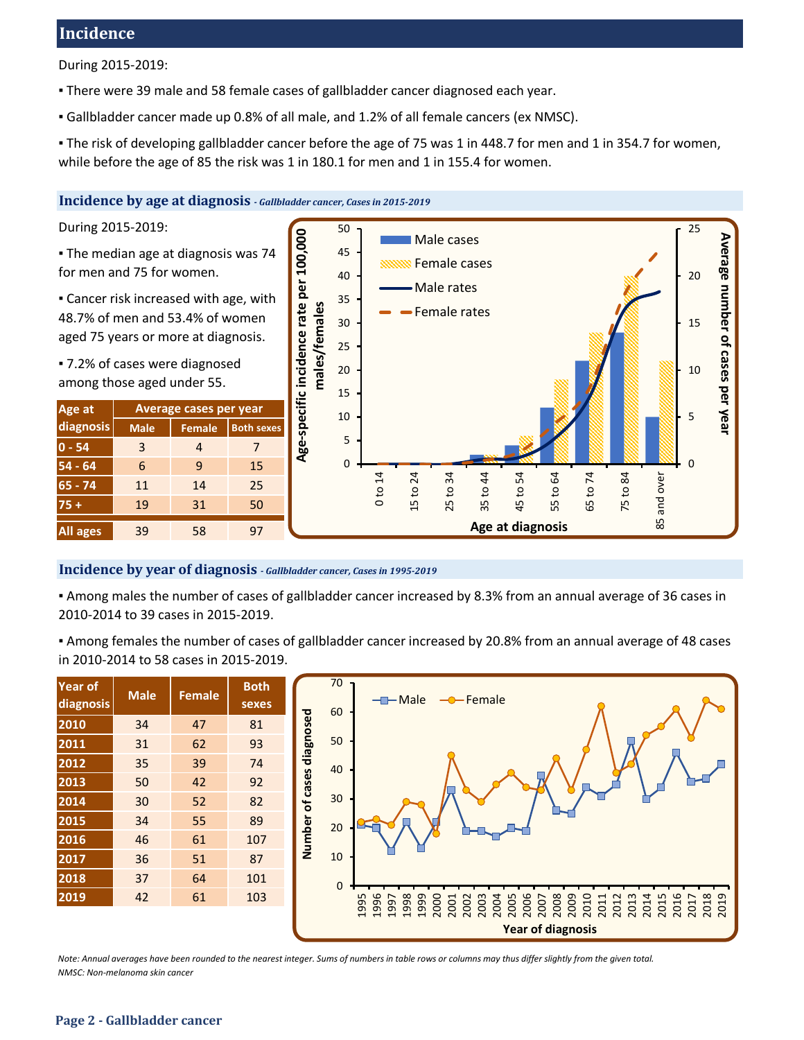## Incidence

During 2015-2019:

- There were 39 male and 58 female cases of gallbladder cancer diagnosed each year.
- Gallbladder cancer made up 0.8% of all male, and 1.2% of all female cancers (ex NMSC).
- The risk of developing gallbladder cancer before the age of 75 was 1 in 448.7 for men and 1 in 354.7 for women, while before the age of 85 the risk was 1 in 180.1 for men and 1 in 155.4 for women.

### Incidence by age at diagnosis *- Gallbladder cancer, Cases in 2015-2019*

During 2015-2019:

- The median age at diagnosis was 74 for men and 75 for women.
- Cancer risk increased with age, with 48.7% of men and 53.4% of women aged 75 years or more at diagnosis.
- 7.2% of cases were diagnosed among those aged under 55.

| Age at diagnosis | Average cases per year | | |
|---|---|---|---|
| | Male | Female | Both sexes |
| 0 - 54 | 3 | 4 | 7 |
| 54 - 64 | 6 | 9 | 15 |
| 65 - 74 | 11 | 14 | 25 |
| 75 + | 19 | 31 | 50 |
| All ages | 39 | 58 | 97 |

### Incidence by year of diagnosis *- Gallbladder cancer, Cases in 1995-2019*

- Among males the number of cases of gallbladder cancer increased by 8.3% from an annual average of 36 cases in 2010-2014 to 39 cases in 2015-2019.
- Among females the number of cases of gallbladder cancer increased by 20.8% from an annual average of 48 cases in 2010-2014 to 58 cases in 2015-2019.

| Year of diagnosis | Male | Female | Both sexes |
|---|---|---|---|
| 2010 | 34 | 47 | 81 |
| 2011 | 31 | 62 | 93 |
| 2012 | 35 | 39 | 74 |
| 2013 | 50 | 42 | 92 |
| 2014 | 30 | 52 | 82 |
| 2015 | 34 | 55 | 89 |
| 2016 | 46 | 61 | 107 |
| 2017 | 36 | 51 | 87 |
| 2018 | 37 | 64 | 101 |
| 2019 | 42 | 61 | 103 |

*Note: Annual averages have been rounded to the nearest integer. Sums of numbers in table rows or columns may thus differ slightly from the given total.*
*NMSC: Non-melanoma skin cancer*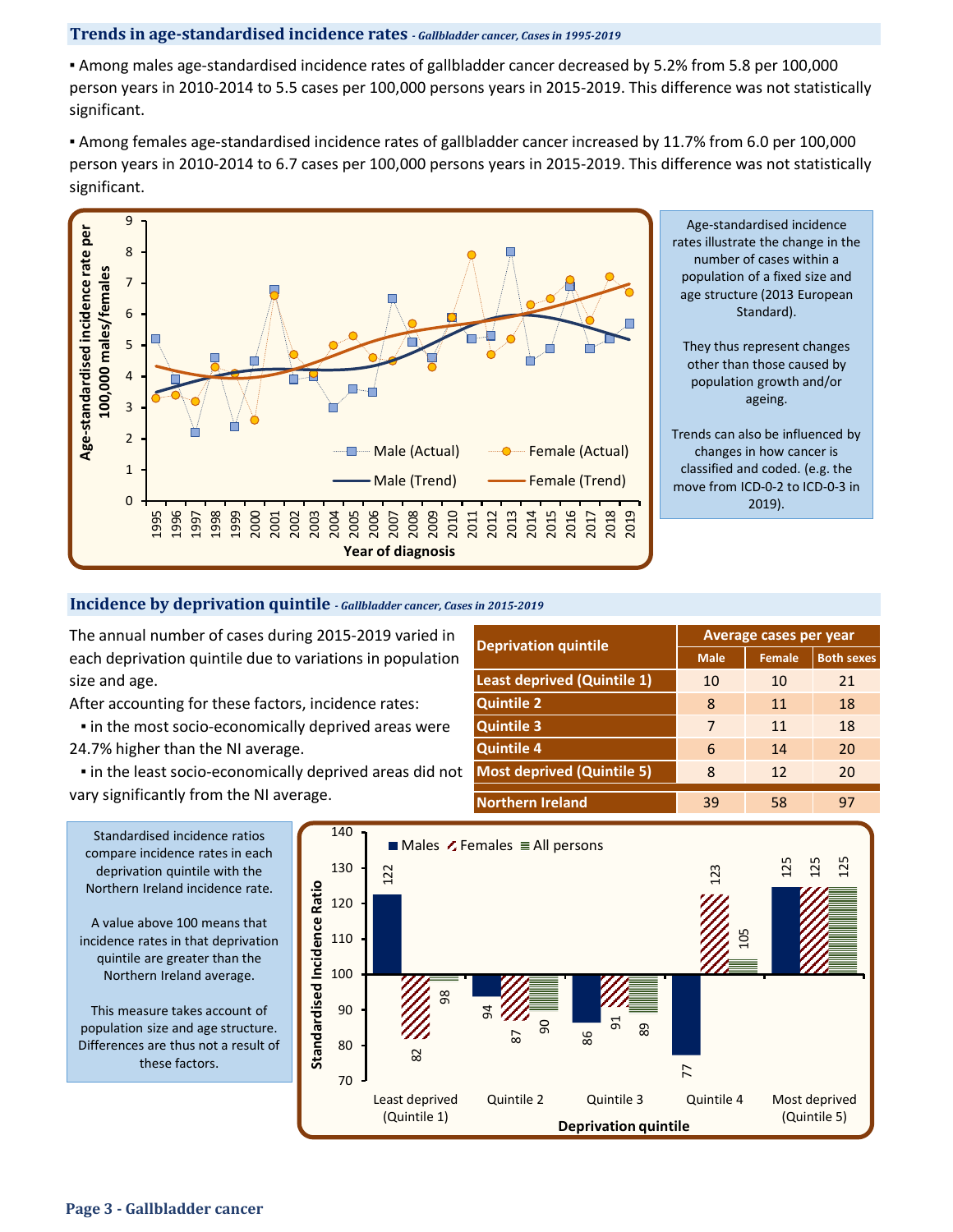## Trends in age-standardised incidence rates *- Gallbladder cancer, Cases in 1995-2019*

- Among males age-standardised incidence rates of gallbladder cancer decreased by 5.2% from 5.8 per 100,000 person years in 2010-2014 to 5.5 cases per 100,000 persons years in 2015-2019. This difference was not statistically significant.

- Among females age-standardised incidence rates of gallbladder cancer increased by 11.7% from 6.0 per 100,000 person years in 2010-2014 to 6.7 cases per 100,000 persons years in 2015-2019. This difference was not statistically significant.

Age-standardised incidence rates illustrate the change in the number of cases within a population of a fixed size and age structure (2013 European Standard).

They thus represent changes other than those caused by population growth and/or ageing.

Trends can also be influenced by changes in how cancer is classified and coded. (e.g. the move from ICD-0-2 to ICD-0-3 in 2019).

## Incidence by deprivation quintile *- Gallbladder cancer, Cases in 2015-2019*

The annual number of cases during 2015-2019 varied in each deprivation quintile due to variations in population size and age.

After accounting for these factors, incidence rates:

- in the most socio-economically deprived areas were 24.7% higher than the NI average.
- in the least socio-economically deprived areas did not vary significantly from the NI average.

| Deprivation quintile | Average cases per year | | |
|---|---|---|---|
| | Male | Female | Both sexes |
| Least deprived (Quintile 1) | 10 | 10 | 21 |
| Quintile 2 | 8 | 11 | 18 |
| Quintile 3 | 7 | 11 | 18 |
| Quintile 4 | 6 | 14 | 20 |
| Most deprived (Quintile 5) | 8 | 12 | 20 |
| Northern Ireland | 39 | 58 | 97 |

Standardised incidence ratios compare incidence rates in each deprivation quintile with the Northern Ireland incidence rate.

A value above 100 means that incidence rates in that deprivation quintile are greater than the Northern Ireland average.

This measure takes account of population size and age structure. Differences are thus not a result of these factors.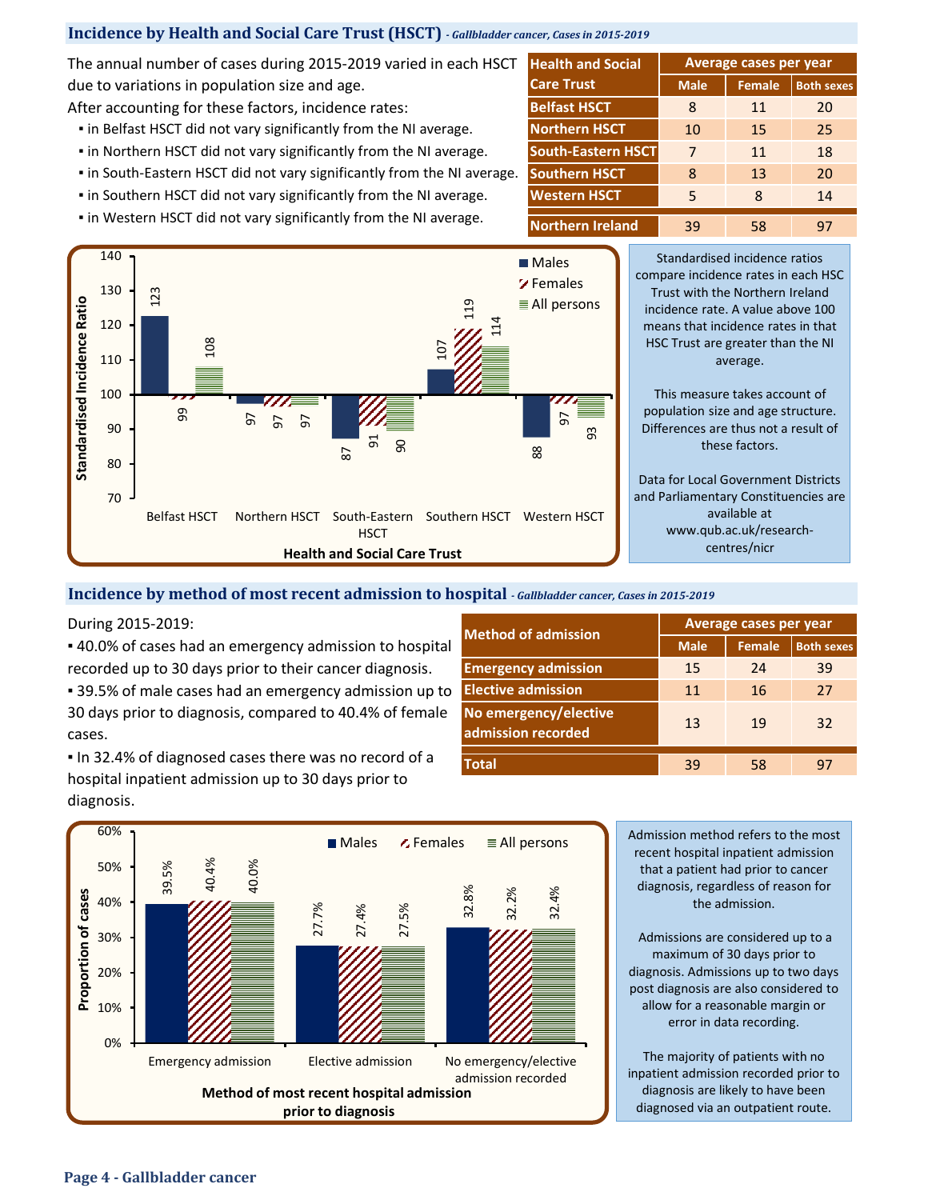## Incidence by Health and Social Care Trust (HSCT) *- Gallbladder cancer, Cases in 2015-2019*

The annual number of cases during 2015-2019 varied in each HSCT due to variations in population size and age.

After accounting for these factors, incidence rates:

- in Belfast HSCT did not vary significantly from the NI average.
- in Northern HSCT did not vary significantly from the NI average.
- in South-Eastern HSCT did not vary significantly from the NI average.
- in Southern HSCT did not vary significantly from the NI average.
- in Western HSCT did not vary significantly from the NI average.

| Health and Social Care Trust | Average cases per year | | |
|---|---|---|---|
| | Male | Female | Both sexes |
| Belfast HSCT | 8 | 11 | 20 |
| Northern HSCT | 10 | 15 | 25 |
| South-Eastern HSCT | 7 | 11 | 18 |
| Southern HSCT | 8 | 13 | 20 |
| Western HSCT | 5 | 8 | 14 |
| Northern Ireland | 39 | 58 | 97 |

Standardised Incidence Ratio by Health and Social Care Trust:

| Health and Social Care Trust | Males | Females | All persons |
|---|---|---|---|
| Belfast HSCT | 123 | 99 | 108 |
| Northern HSCT | 97 | 97 | 97 |
| South-Eastern HSCT | 87 | 91 | 90 |
| Southern HSCT | 107 | 119 | 114 |
| Western HSCT | 88 | 97 | 93 |

Standardised incidence ratios compare incidence rates in each HSC Trust with the Northern Ireland incidence rate. A value above 100 means that incidence rates in that HSC Trust are greater than the NI average.

This measure takes account of population size and age structure. Differences are thus not a result of these factors.

Data for Local Government Districts and Parliamentary Constituencies are available at www.qub.ac.uk/research-centres/nicr

## Incidence by method of most recent admission to hospital *- Gallbladder cancer, Cases in 2015-2019*

During 2015-2019:

- 40.0% of cases had an emergency admission to hospital recorded up to 30 days prior to their cancer diagnosis.
- 39.5% of male cases had an emergency admission up to 30 days prior to diagnosis, compared to 40.4% of female cases.
- In 32.4% of diagnosed cases there was no record of a hospital inpatient admission up to 30 days prior to diagnosis.

| Method of admission | Average cases per year | | |
|---|---|---|---|
| | Male | Female | Both sexes |
| Emergency admission | 15 | 24 | 39 |
| Elective admission | 11 | 16 | 27 |
| No emergency/elective admission recorded | 13 | 19 | 32 |
| Total | 39 | 58 | 97 |

Proportion of cases by method of most recent hospital admission prior to diagnosis:

| Method of most recent hospital admission prior to diagnosis | Males | Females | All persons |
|---|---|---|---|
| Emergency admission | 39.5% | 40.4% | 40.0% |
| Elective admission | 27.7% | 27.4% | 27.5% |
| No emergency/elective admission recorded | 32.8% | 32.2% | 32.4% |

Admission method refers to the most recent hospital inpatient admission that a patient had prior to cancer diagnosis, regardless of reason for the admission.

Admissions are considered up to a maximum of 30 days prior to diagnosis. Admissions up to two days post diagnosis are also considered to allow for a reasonable margin or error in data recording.

The majority of patients with no inpatient admission recorded prior to diagnosis are likely to have been diagnosed via an outpatient route.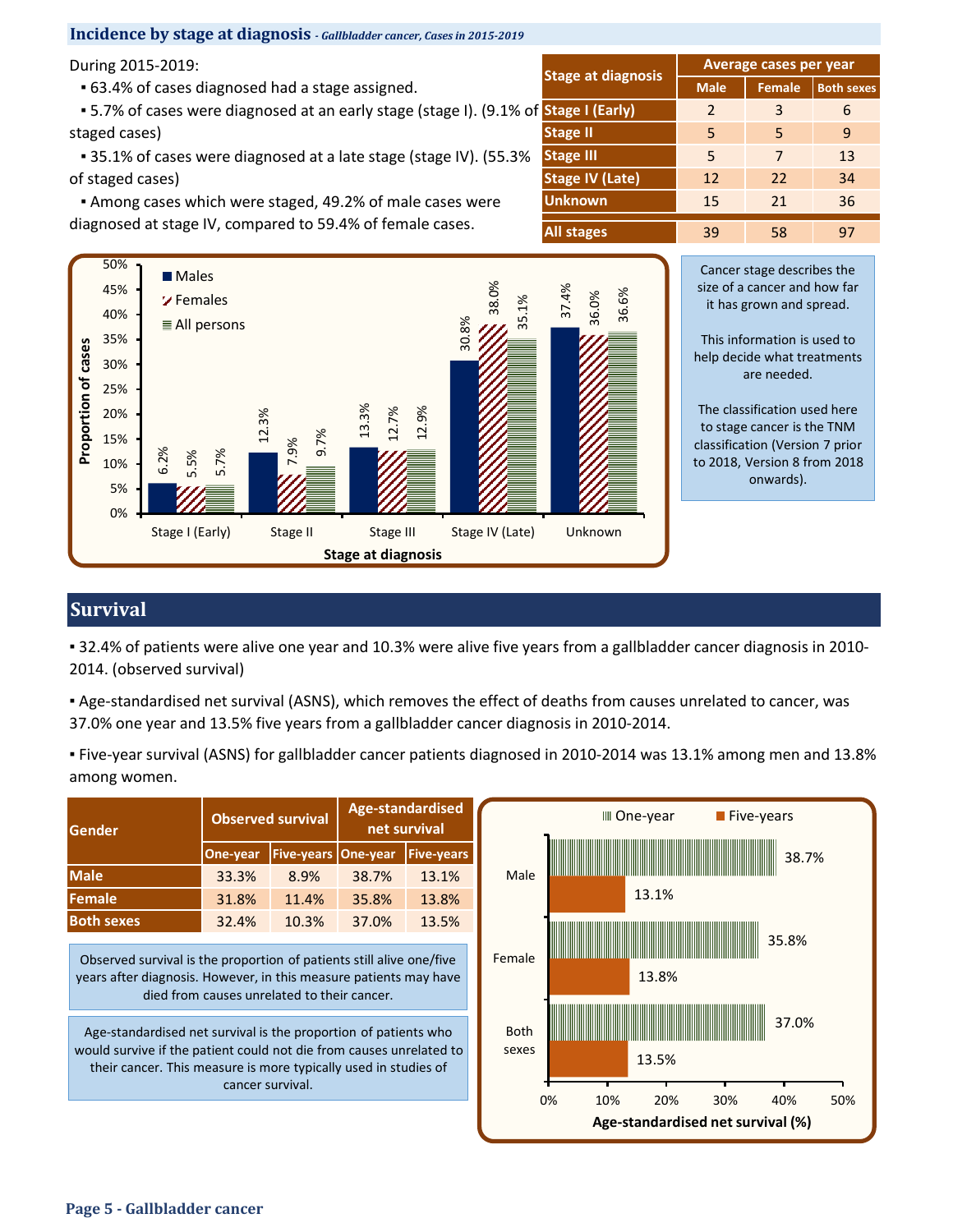## Incidence by stage at diagnosis - *Gallbladder cancer, Cases in 2015-2019*

During 2015-2019:

- 63.4% of cases diagnosed had a stage assigned.
- 5.7% of cases were diagnosed at an early stage (stage I). (9.1% of staged cases)
- 35.1% of cases were diagnosed at a late stage (stage IV). (55.3% of staged cases)
- Among cases which were staged, 49.2% of male cases were diagnosed at stage IV, compared to 59.4% of female cases.

| Stage at diagnosis | Average cases per year | | |
|---|---|---|---|
| | Male | Female | Both sexes |
| Stage I (Early) | 2 | 3 | 6 |
| Stage II | 5 | 5 | 9 |
| Stage III | 5 | 7 | 13 |
| Stage IV (Late) | 12 | 22 | 34 |
| Unknown | 15 | 21 | 36 |
| All stages | 39 | 58 | 97 |

| Stage at diagnosis | Males | Females | All persons |
|---|---|---|---|
| Stage I (Early) | 6.2% | 5.5% | 5.7% |
| Stage II | 12.3% | 7.9% | 9.7% |
| Stage III | 13.3% | 12.7% | 12.9% |
| Stage IV (Late) | 30.8% | 38.0% | 35.1% |
| Unknown | 37.4% | 36.0% | 36.6% |

Cancer stage describes the size of a cancer and how far it has grown and spread.

This information is used to help decide what treatments are needed.

The classification used here to stage cancer is the TNM classification (Version 7 prior to 2018, Version 8 from 2018 onwards).

## Survival

- 32.4% of patients were alive one year and 10.3% were alive five years from a gallbladder cancer diagnosis in 2010-2014. (observed survival)
- Age-standardised net survival (ASNS), which removes the effect of deaths from causes unrelated to cancer, was 37.0% one year and 13.5% five years from a gallbladder cancer diagnosis in 2010-2014.
- Five-year survival (ASNS) for gallbladder cancer patients diagnosed in 2010-2014 was 13.1% among men and 13.8% among women.

| Gender | Observed survival | | Age-standardised net survival | |
|---|---|---|---|---|
| | One-year | Five-years | One-year | Five-years |
| Male | 33.3% | 8.9% | 38.7% | 13.1% |
| Female | 31.8% | 11.4% | 35.8% | 13.8% |
| Both sexes | 32.4% | 10.3% | 37.0% | 13.5% |

Observed survival is the proportion of patients still alive one/five years after diagnosis. However, in this measure patients may have died from causes unrelated to their cancer.

Age-standardised net survival is the proportion of patients who would survive if the patient could not die from causes unrelated to their cancer. This measure is more typically used in studies of cancer survival.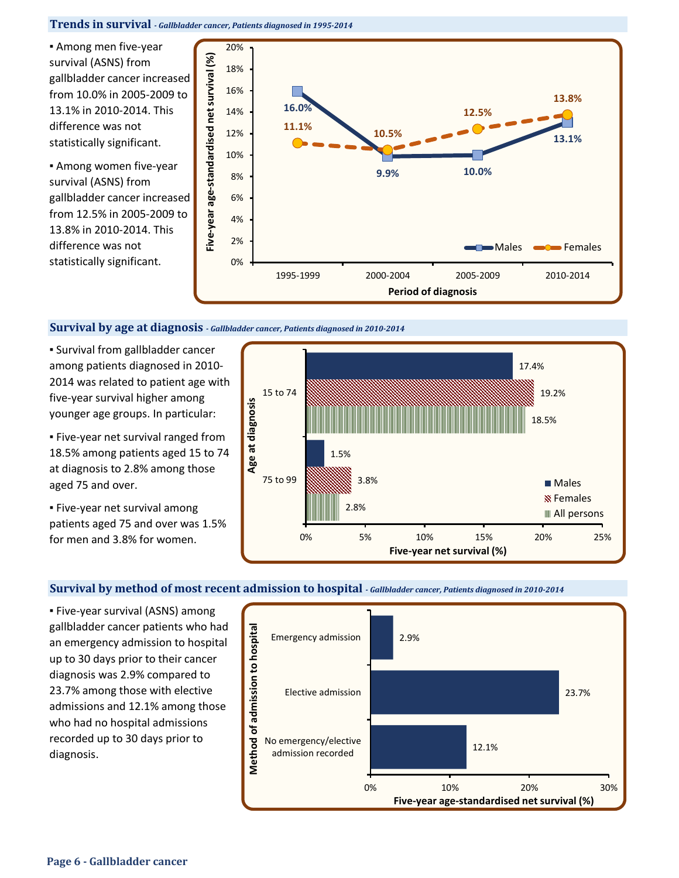## Trends in survival - *Gallbladder cancer, Patients diagnosed in 1995-2014*

- Among men five-year survival (ASNS) from gallbladder cancer increased from 10.0% in 2005-2009 to 13.1% in 2010-2014. This difference was not statistically significant.
- Among women five-year survival (ASNS) from gallbladder cancer increased from 12.5% in 2005-2009 to 13.8% in 2010-2014. This difference was not statistically significant.

| Period of diagnosis | Males | Females |
|---|---|---|
| 1995-1999 | 16.0% | 11.1% |
| 2000-2004 | 9.9% | 10.5% |
| 2005-2009 | 10.0% | 12.5% |
| 2010-2014 | 13.1% | 13.8% |

## Survival by age at diagnosis - *Gallbladder cancer, Patients diagnosed in 2010-2014*

- Survival from gallbladder cancer among patients diagnosed in 2010-2014 was related to patient age with five-year survival higher among younger age groups. In particular:
- Five-year net survival ranged from 18.5% among patients aged 15 to 74 at diagnosis to 2.8% among those aged 75 and over.
- Five-year net survival among patients aged 75 and over was 1.5% for men and 3.8% for women.

| Age at diagnosis | Males | Females | All persons |
|---|---|---|---|
| 15 to 74 | 17.4% | 19.2% | 18.5% |
| 75 to 99 | 1.5% | 3.8% | 2.8% |

## Survival by method of most recent admission to hospital - *Gallbladder cancer, Patients diagnosed in 2010-2014*

- Five-year survival (ASNS) among gallbladder cancer patients who had an emergency admission to hospital up to 30 days prior to their cancer diagnosis was 2.9% compared to 23.7% among those with elective admissions and 12.1% among those who had no hospital admissions recorded up to 30 days prior to diagnosis.

| Method of admission to hospital | Five-year age-standardised net survival (%) |
|---|---|
| Emergency admission | 2.9% |
| Elective admission | 23.7% |
| No emergency/elective admission recorded | 12.1% |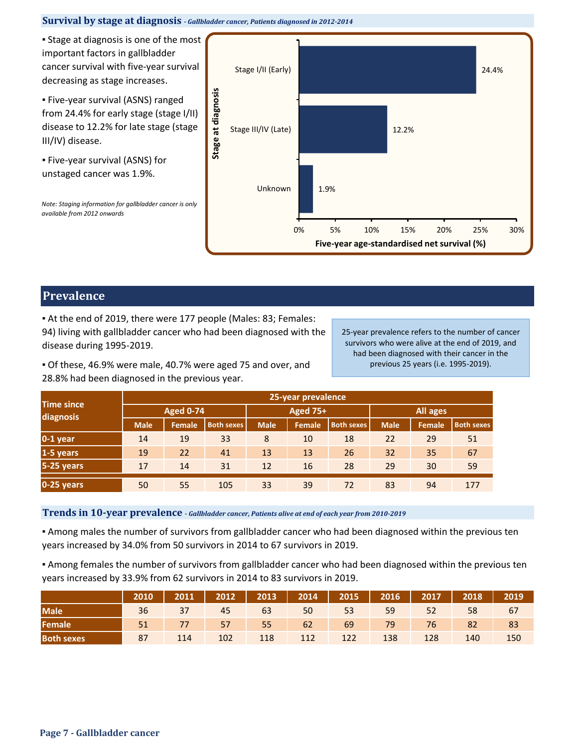## Survival by stage at diagnosis *- Gallbladder cancer, Patients diagnosed in 2012-2014*

- Stage at diagnosis is one of the most important factors in gallbladder cancer survival with five-year survival decreasing as stage increases.
- Five-year survival (ASNS) ranged from 24.4% for early stage (stage I/II) disease to 12.2% for late stage (stage III/IV) disease.
- Five-year survival (ASNS) for unstaged cancer was 1.9%.

*Note: Staging information for gallbladder cancer is only available from 2012 onwards*

| Stage at diagnosis | Five-year age-standardised net survival (%) |
|---|---|
| Stage I/II (Early) | 24.4% |
| Stage III/IV (Late) | 12.2% |
| Unknown | 1.9% |

## Prevalence

- At the end of 2019, there were 177 people (Males: 83; Females: 94) living with gallbladder cancer who had been diagnosed with the disease during 1995-2019.
- Of these, 46.9% were male, 40.7% were aged 75 and over, and 28.8% had been diagnosed in the previous year.

25-year prevalence refers to the number of cancer survivors who were alive at the end of 2019, and had been diagnosed with their cancer in the previous 25 years (i.e. 1995-2019).

| Time since diagnosis | 25-year prevalence | | | | | | | | |
|---|---|---|---|---|---|---|---|---|---|
| | Aged 0-74 | | | Aged 75+ | | | All ages | | |
| | Male | Female | Both sexes | Male | Female | Both sexes | Male | Female | Both sexes |
| 0-1 year | 14 | 19 | 33 | 8 | 10 | 18 | 22 | 29 | 51 |
| 1-5 years | 19 | 22 | 41 | 13 | 13 | 26 | 32 | 35 | 67 |
| 5-25 years | 17 | 14 | 31 | 12 | 16 | 28 | 29 | 30 | 59 |
| 0-25 years | 50 | 55 | 105 | 33 | 39 | 72 | 83 | 94 | 177 |

### Trends in 10-year prevalence *- Gallbladder cancer, Patients alive at end of each year from 2010-2019*

- Among males the number of survivors from gallbladder cancer who had been diagnosed within the previous ten years increased by 34.0% from 50 survivors in 2014 to 67 survivors in 2019.
- Among females the number of survivors from gallbladder cancer who had been diagnosed within the previous ten years increased by 33.9% from 62 survivors in 2014 to 83 survivors in 2019.

| | 2010 | 2011 | 2012 | 2013 | 2014 | 2015 | 2016 | 2017 | 2018 | 2019 |
|---|---|---|---|---|---|---|---|---|---|---|
| Male | 36 | 37 | 45 | 63 | 50 | 53 | 59 | 52 | 58 | 67 |
| Female | 51 | 77 | 57 | 55 | 62 | 69 | 79 | 76 | 82 | 83 |
| Both sexes | 87 | 114 | 102 | 118 | 112 | 122 | 138 | 128 | 140 | 150 |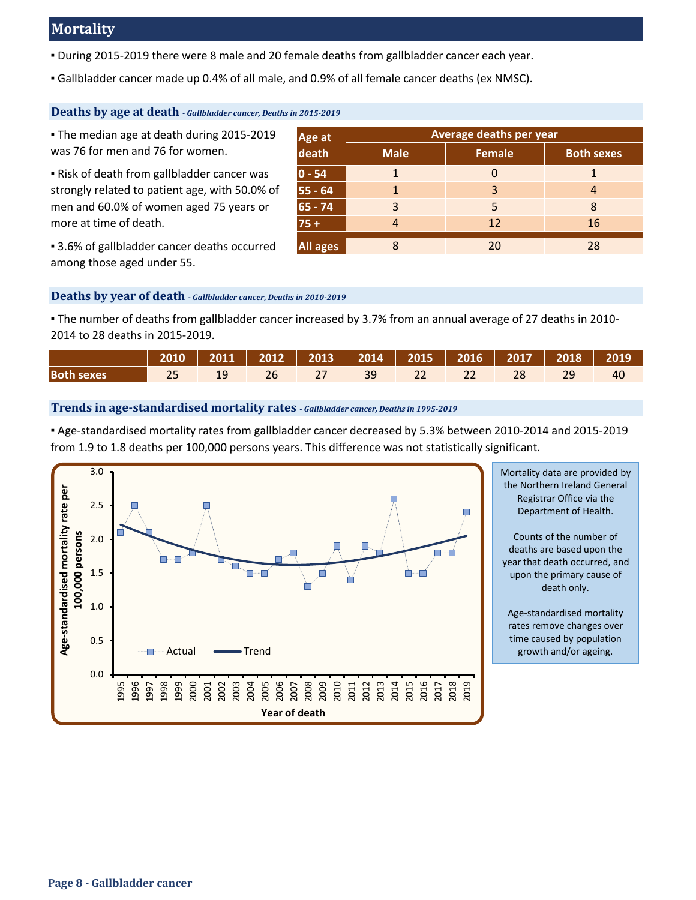## Mortality

- During 2015-2019 there were 8 male and 20 female deaths from gallbladder cancer each year.
- Gallbladder cancer made up 0.4% of all male, and 0.9% of all female cancer deaths (ex NMSC).

### Deaths by age at death *- Gallbladder cancer, Deaths in 2015-2019*

- The median age at death during 2015-2019 was 76 for men and 76 for women.
- Risk of death from gallbladder cancer was strongly related to patient age, with 50.0% of men and 60.0% of women aged 75 years or more at time of death.
- 3.6% of gallbladder cancer deaths occurred among those aged under 55.

| Age at death | Average deaths per year | | |
|---|---|---|---|
| | Male | Female | Both sexes |
| 0 - 54 | 1 | 0 | 1 |
| 55 - 64 | 1 | 3 | 4 |
| 65 - 74 | 3 | 5 | 8 |
| 75 + | 4 | 12 | 16 |
| All ages | 8 | 20 | 28 |

### Deaths by year of death *- Gallbladder cancer, Deaths in 2010-2019*

- The number of deaths from gallbladder cancer increased by 3.7% from an annual average of 27 deaths in 2010-2014 to 28 deaths in 2015-2019.

| | 2010 | 2011 | 2012 | 2013 | 2014 | 2015 | 2016 | 2017 | 2018 | 2019 |
|---|---|---|---|---|---|---|---|---|---|---|
| Both sexes | 25 | 19 | 26 | 27 | 39 | 22 | 22 | 28 | 29 | 40 |

### Trends in age-standardised mortality rates *- Gallbladder cancer, Deaths in 1995-2019*

- Age-standardised mortality rates from gallbladder cancer decreased by 5.3% between 2010-2014 and 2015-2019 from 1.9 to 1.8 deaths per 100,000 persons years. This difference was not statistically significant.

Mortality data are provided by the Northern Ireland General Registrar Office via the Department of Health.

Counts of the number of deaths are based upon the year that death occurred, and upon the primary cause of death only.

Age-standardised mortality rates remove changes over time caused by population growth and/or ageing.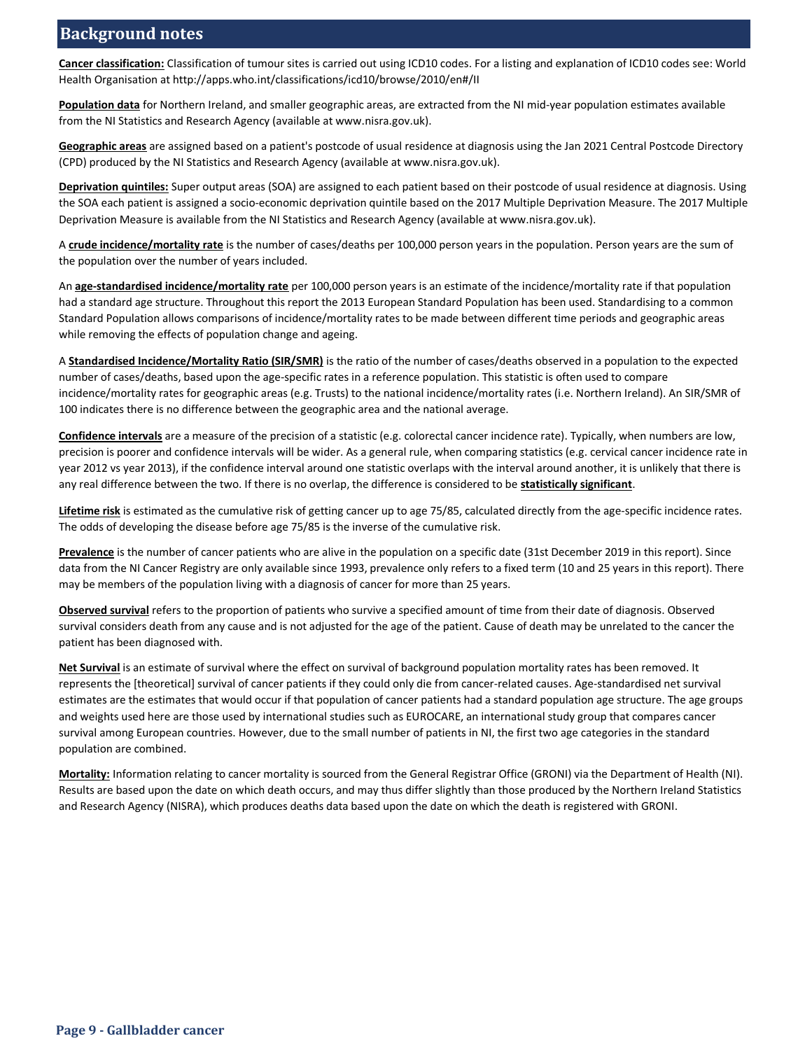## Background notes

**Cancer classification:** Classification of tumour sites is carried out using ICD10 codes. For a listing and explanation of ICD10 codes see: World Health Organisation at http://apps.who.int/classifications/icd10/browse/2010/en#/II

**Population data** for Northern Ireland, and smaller geographic areas, are extracted from the NI mid-year population estimates available from the NI Statistics and Research Agency (available at www.nisra.gov.uk).

**Geographic areas** are assigned based on a patient's postcode of usual residence at diagnosis using the Jan 2021 Central Postcode Directory (CPD) produced by the NI Statistics and Research Agency (available at www.nisra.gov.uk).

**Deprivation quintiles:** Super output areas (SOA) are assigned to each patient based on their postcode of usual residence at diagnosis. Using the SOA each patient is assigned a socio-economic deprivation quintile based on the 2017 Multiple Deprivation Measure. The 2017 Multiple Deprivation Measure is available from the NI Statistics and Research Agency (available at www.nisra.gov.uk).

A **crude incidence/mortality rate** is the number of cases/deaths per 100,000 person years in the population. Person years are the sum of the population over the number of years included.

An **age-standardised incidence/mortality rate** per 100,000 person years is an estimate of the incidence/mortality rate if that population had a standard age structure. Throughout this report the 2013 European Standard Population has been used. Standardising to a common Standard Population allows comparisons of incidence/mortality rates to be made between different time periods and geographic areas while removing the effects of population change and ageing.

A **Standardised Incidence/Mortality Ratio (SIR/SMR)** is the ratio of the number of cases/deaths observed in a population to the expected number of cases/deaths, based upon the age-specific rates in a reference population. This statistic is often used to compare incidence/mortality rates for geographic areas (e.g. Trusts) to the national incidence/mortality rates (i.e. Northern Ireland). An SIR/SMR of 100 indicates there is no difference between the geographic area and the national average.

**Confidence intervals** are a measure of the precision of a statistic (e.g. colorectal cancer incidence rate). Typically, when numbers are low, precision is poorer and confidence intervals will be wider. As a general rule, when comparing statistics (e.g. cervical cancer incidence rate in year 2012 vs year 2013), if the confidence interval around one statistic overlaps with the interval around another, it is unlikely that there is any real difference between the two. If there is no overlap, the difference is considered to be **statistically significant**.

**Lifetime risk** is estimated as the cumulative risk of getting cancer up to age 75/85, calculated directly from the age-specific incidence rates. The odds of developing the disease before age 75/85 is the inverse of the cumulative risk.

**Prevalence** is the number of cancer patients who are alive in the population on a specific date (31st December 2019 in this report). Since data from the NI Cancer Registry are only available since 1993, prevalence only refers to a fixed term (10 and 25 years in this report). There may be members of the population living with a diagnosis of cancer for more than 25 years.

**Observed survival** refers to the proportion of patients who survive a specified amount of time from their date of diagnosis. Observed survival considers death from any cause and is not adjusted for the age of the patient. Cause of death may be unrelated to the cancer the patient has been diagnosed with.

**Net Survival** is an estimate of survival where the effect on survival of background population mortality rates has been removed. It represents the [theoretical] survival of cancer patients if they could only die from cancer-related causes. Age-standardised net survival estimates are the estimates that would occur if that population of cancer patients had a standard population age structure. The age groups and weights used here are those used by international studies such as EUROCARE, an international study group that compares cancer survival among European countries. However, due to the small number of patients in NI, the first two age categories in the standard population are combined.

**Mortality:** Information relating to cancer mortality is sourced from the General Registrar Office (GRONI) via the Department of Health (NI). Results are based upon the date on which death occurs, and may thus differ slightly than those produced by the Northern Ireland Statistics and Research Agency (NISRA), which produces deaths data based upon the date on which the death is registered with GRONI.